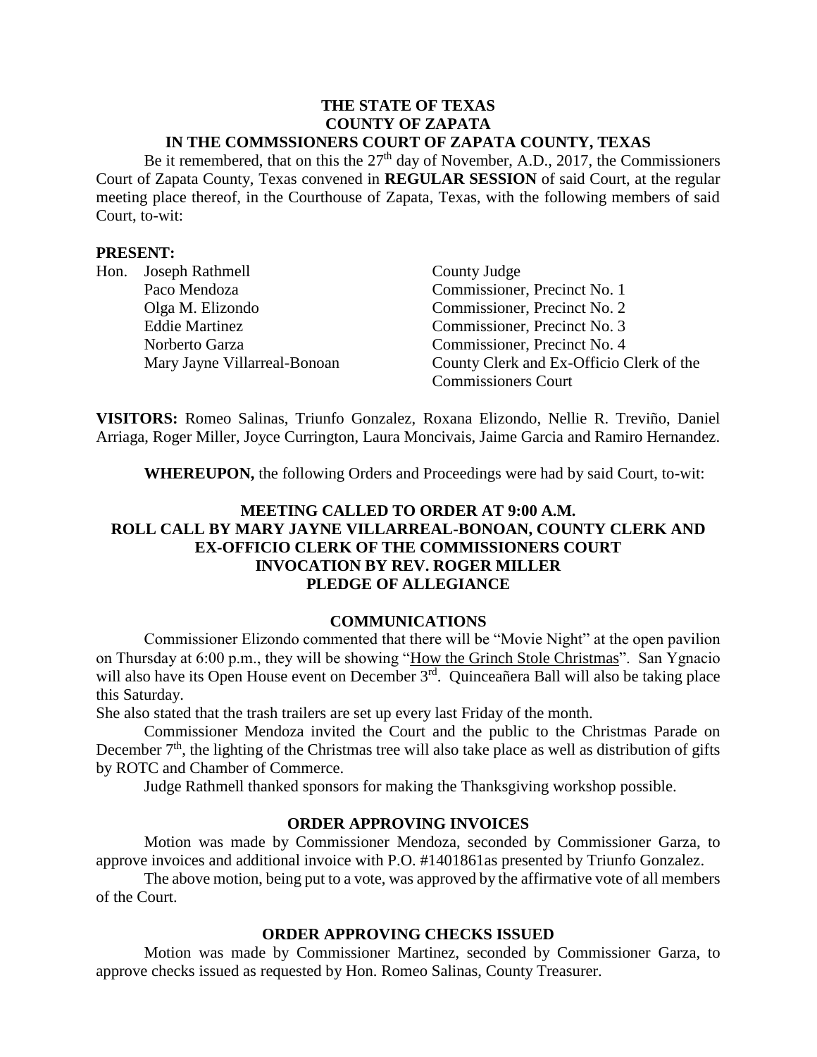**THE STATE OF TEXAS**
**COUNTY OF ZAPATA**
**IN THE COMMSSIONERS COURT OF ZAPATA COUNTY, TEXAS**

Be it remembered, that on this the 27th day of November, A.D., 2017, the Commissioners Court of Zapata County, Texas convened in **REGULAR SESSION** of said Court, at the regular meeting place thereof, in the Courthouse of Zapata, Texas, with the following members of said Court, to-wit:

**PRESENT:**

| | | |
|---|---|---|
| Hon. | Joseph Rathmell | County Judge |
| | Paco Mendoza | Commissioner, Precinct No. 1 |
| | Olga M. Elizondo | Commissioner, Precinct No. 2 |
| | Eddie Martinez | Commissioner, Precinct No. 3 |
| | Norberto Garza | Commissioner, Precinct No. 4 |
| | Mary Jayne Villarreal-Bonoan | County Clerk and Ex-Officio Clerk of the Commissioners Court |

**VISITORS:** Romeo Salinas, Triunfo Gonzalez, Roxana Elizondo, Nellie R. Treviño, Daniel Arriaga, Roger Miller, Joyce Currington, Laura Moncivais, Jaime Garcia and Ramiro Hernandez.

**WHEREUPON,** the following Orders and Proceedings were had by said Court, to-wit:

**MEETING CALLED TO ORDER AT 9:00 A.M.**
**ROLL CALL BY MARY JAYNE VILLARREAL-BONOAN, COUNTY CLERK AND EX-OFFICIO CLERK OF THE COMMISSIONERS COURT**
**INVOCATION BY REV. ROGER MILLER**
**PLEDGE OF ALLEGIANCE**

**COMMUNICATIONS**

Commissioner Elizondo commented that there will be "Movie Night" at the open pavilion on Thursday at 6:00 p.m., they will be showing "How the Grinch Stole Christmas". San Ygnacio will also have its Open House event on December 3rd. Quinceañera Ball will also be taking place this Saturday.

She also stated that the trash trailers are set up every last Friday of the month.

Commissioner Mendoza invited the Court and the public to the Christmas Parade on December 7th, the lighting of the Christmas tree will also take place as well as distribution of gifts by ROTC and Chamber of Commerce.

Judge Rathmell thanked sponsors for making the Thanksgiving workshop possible.

**ORDER APPROVING INVOICES**

Motion was made by Commissioner Mendoza, seconded by Commissioner Garza, to approve invoices and additional invoice with P.O. #1401861as presented by Triunfo Gonzalez.

The above motion, being put to a vote, was approved by the affirmative vote of all members of the Court.

**ORDER APPROVING CHECKS ISSUED**

Motion was made by Commissioner Martinez, seconded by Commissioner Garza, to approve checks issued as requested by Hon. Romeo Salinas, County Treasurer.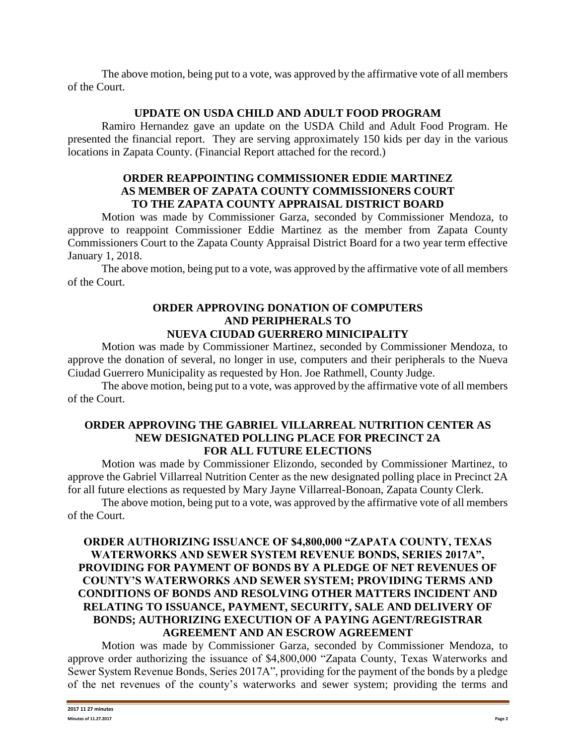The above motion, being put to a vote, was approved by the affirmative vote of all members of the Court.

**UPDATE ON USDA CHILD AND ADULT FOOD PROGRAM**

Ramiro Hernandez gave an update on the USDA Child and Adult Food Program. He presented the financial report. They are serving approximately 150 kids per day in the various locations in Zapata County. (Financial Report attached for the record.)

**ORDER REAPPOINTING COMMISSIONER EDDIE MARTINEZ AS MEMBER OF ZAPATA COUNTY COMMISSIONERS COURT TO THE ZAPATA COUNTY APPRAISAL DISTRICT BOARD**

Motion was made by Commissioner Garza, seconded by Commissioner Mendoza, to approve to reappoint Commissioner Eddie Martinez as the member from Zapata County Commissioners Court to the Zapata County Appraisal District Board for a two year term effective January 1, 2018.

The above motion, being put to a vote, was approved by the affirmative vote of all members of the Court.

**ORDER APPROVING DONATION OF COMPUTERS AND PERIPHERALS TO NUEVA CIUDAD GUERRERO MINICIPALITY**

Motion was made by Commissioner Martinez, seconded by Commissioner Mendoza, to approve the donation of several, no longer in use, computers and their peripherals to the Nueva Ciudad Guerrero Municipality as requested by Hon. Joe Rathmell, County Judge.

The above motion, being put to a vote, was approved by the affirmative vote of all members of the Court.

**ORDER APPROVING THE GABRIEL VILLARREAL NUTRITION CENTER AS NEW DESIGNATED POLLING PLACE FOR PRECINCT 2A FOR ALL FUTURE ELECTIONS**

Motion was made by Commissioner Elizondo, seconded by Commissioner Martinez, to approve the Gabriel Villarreal Nutrition Center as the new designated polling place in Precinct 2A for all future elections as requested by Mary Jayne Villarreal-Bonoan, Zapata County Clerk.

The above motion, being put to a vote, was approved by the affirmative vote of all members of the Court.

**ORDER AUTHORIZING ISSUANCE OF $4,800,000 "ZAPATA COUNTY, TEXAS WATERWORKS AND SEWER SYSTEM REVENUE BONDS, SERIES 2017A", PROVIDING FOR PAYMENT OF BONDS BY A PLEDGE OF NET REVENUES OF COUNTY'S WATERWORKS AND SEWER SYSTEM; PROVIDING TERMS AND CONDITIONS OF BONDS AND RESOLVING OTHER MATTERS INCIDENT AND RELATING TO ISSUANCE, PAYMENT, SECURITY, SALE AND DELIVERY OF BONDS; AUTHORIZING EXECUTION OF A PAYING AGENT/REGISTRAR AGREEMENT AND AN ESCROW AGREEMENT**

Motion was made by Commissioner Garza, seconded by Commissioner Mendoza, to approve order authorizing the issuance of $4,800,000 "Zapata County, Texas Waterworks and Sewer System Revenue Bonds, Series 2017A", providing for the payment of the bonds by a pledge of the net revenues of the county's waterworks and sewer system; providing the terms and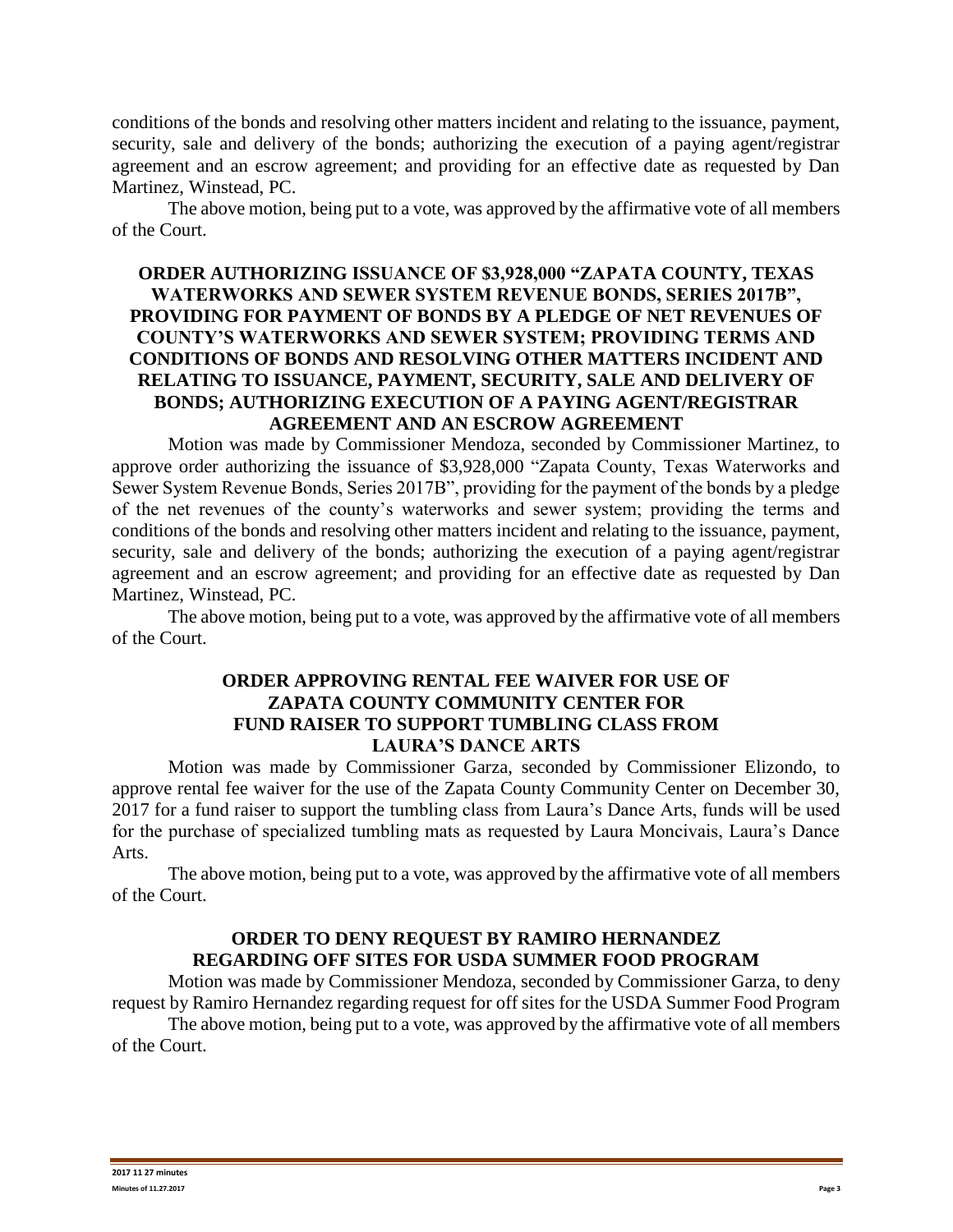conditions of the bonds and resolving other matters incident and relating to the issuance, payment, security, sale and delivery of the bonds; authorizing the execution of a paying agent/registrar agreement and an escrow agreement; and providing for an effective date as requested by Dan Martinez, Winstead, PC.

The above motion, being put to a vote, was approved by the affirmative vote of all members of the Court.

**ORDER AUTHORIZING ISSUANCE OF $3,928,000 "ZAPATA COUNTY, TEXAS WATERWORKS AND SEWER SYSTEM REVENUE BONDS, SERIES 2017B", PROVIDING FOR PAYMENT OF BONDS BY A PLEDGE OF NET REVENUES OF COUNTY'S WATERWORKS AND SEWER SYSTEM; PROVIDING TERMS AND CONDITIONS OF BONDS AND RESOLVING OTHER MATTERS INCIDENT AND RELATING TO ISSUANCE, PAYMENT, SECURITY, SALE AND DELIVERY OF BONDS; AUTHORIZING EXECUTION OF A PAYING AGENT/REGISTRAR AGREEMENT AND AN ESCROW AGREEMENT**

Motion was made by Commissioner Mendoza, seconded by Commissioner Martinez, to approve order authorizing the issuance of $3,928,000 "Zapata County, Texas Waterworks and Sewer System Revenue Bonds, Series 2017B", providing for the payment of the bonds by a pledge of the net revenues of the county's waterworks and sewer system; providing the terms and conditions of the bonds and resolving other matters incident and relating to the issuance, payment, security, sale and delivery of the bonds; authorizing the execution of a paying agent/registrar agreement and an escrow agreement; and providing for an effective date as requested by Dan Martinez, Winstead, PC.

The above motion, being put to a vote, was approved by the affirmative vote of all members of the Court.

**ORDER APPROVING RENTAL FEE WAIVER FOR USE OF ZAPATA COUNTY COMMUNITY CENTER FOR FUND RAISER TO SUPPORT TUMBLING CLASS FROM LAURA'S DANCE ARTS**

Motion was made by Commissioner Garza, seconded by Commissioner Elizondo, to approve rental fee waiver for the use of the Zapata County Community Center on December 30, 2017 for a fund raiser to support the tumbling class from Laura's Dance Arts, funds will be used for the purchase of specialized tumbling mats as requested by Laura Moncivais, Laura's Dance Arts.

The above motion, being put to a vote, was approved by the affirmative vote of all members of the Court.

**ORDER TO DENY REQUEST BY RAMIRO HERNANDEZ REGARDING OFF SITES FOR USDA SUMMER FOOD PROGRAM**

Motion was made by Commissioner Mendoza, seconded by Commissioner Garza, to deny request by Ramiro Hernandez regarding request for off sites for the USDA Summer Food Program

The above motion, being put to a vote, was approved by the affirmative vote of all members of the Court.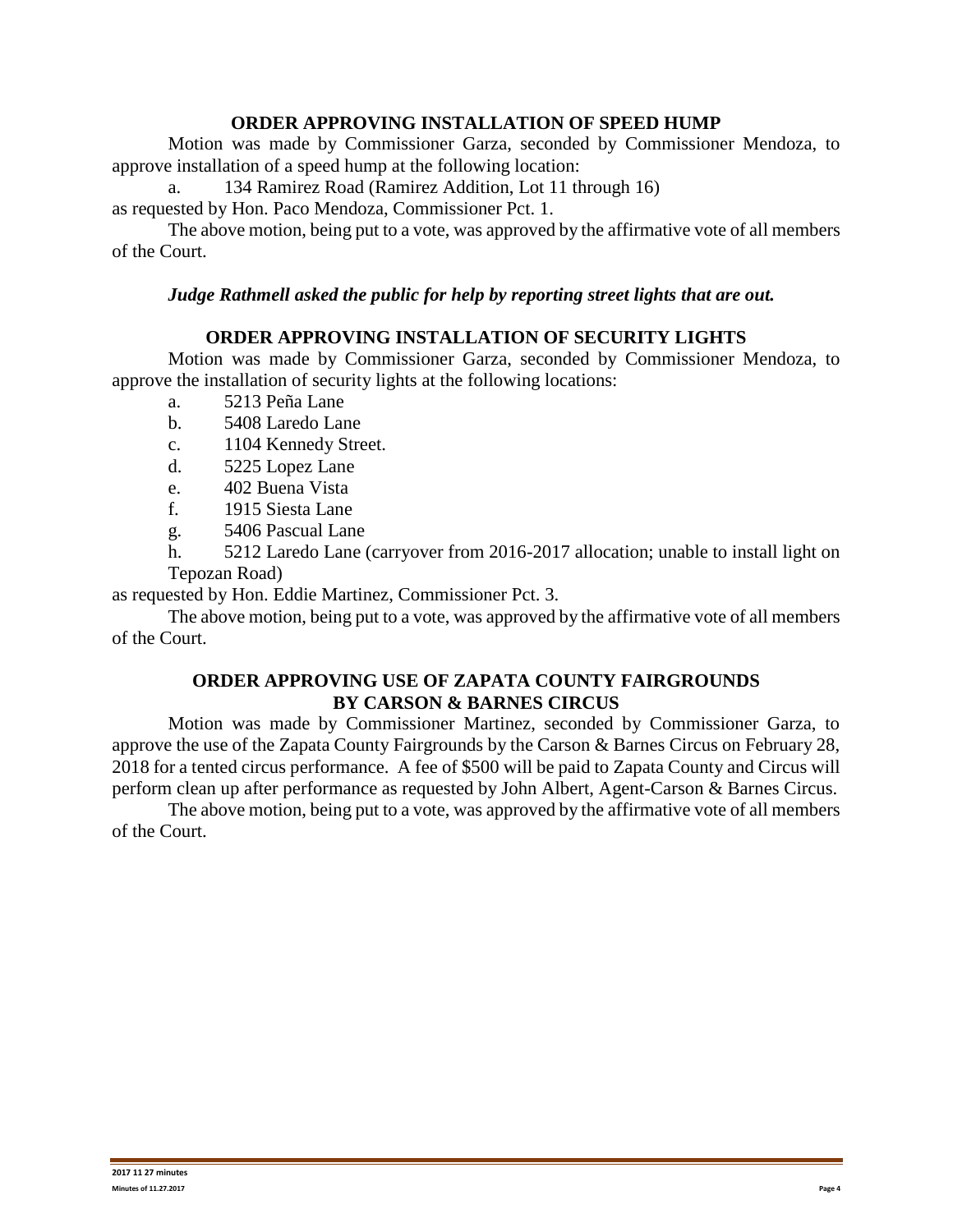## ORDER APPROVING INSTALLATION OF SPEED HUMP

Motion was made by Commissioner Garza, seconded by Commissioner Mendoza, to approve installation of a speed hump at the following location:

a. 134 Ramirez Road (Ramirez Addition, Lot 11 through 16)

as requested by Hon. Paco Mendoza, Commissioner Pct. 1.

The above motion, being put to a vote, was approved by the affirmative vote of all members of the Court.

***Judge Rathmell asked the public for help by reporting street lights that are out.***

## ORDER APPROVING INSTALLATION OF SECURITY LIGHTS

Motion was made by Commissioner Garza, seconded by Commissioner Mendoza, to approve the installation of security lights at the following locations:

a. 5213 Peña Lane
b. 5408 Laredo Lane
c. 1104 Kennedy Street.
d. 5225 Lopez Lane
e. 402 Buena Vista
f. 1915 Siesta Lane
g. 5406 Pascual Lane
h. 5212 Laredo Lane (carryover from 2016-2017 allocation; unable to install light on Tepozan Road)

as requested by Hon. Eddie Martinez, Commissioner Pct. 3.

The above motion, being put to a vote, was approved by the affirmative vote of all members of the Court.

## ORDER APPROVING USE OF ZAPATA COUNTY FAIRGROUNDS BY CARSON & BARNES CIRCUS

Motion was made by Commissioner Martinez, seconded by Commissioner Garza, to approve the use of the Zapata County Fairgrounds by the Carson & Barnes Circus on February 28, 2018 for a tented circus performance. A fee of $500 will be paid to Zapata County and Circus will perform clean up after performance as requested by John Albert, Agent-Carson & Barnes Circus.

The above motion, being put to a vote, was approved by the affirmative vote of all members of the Court.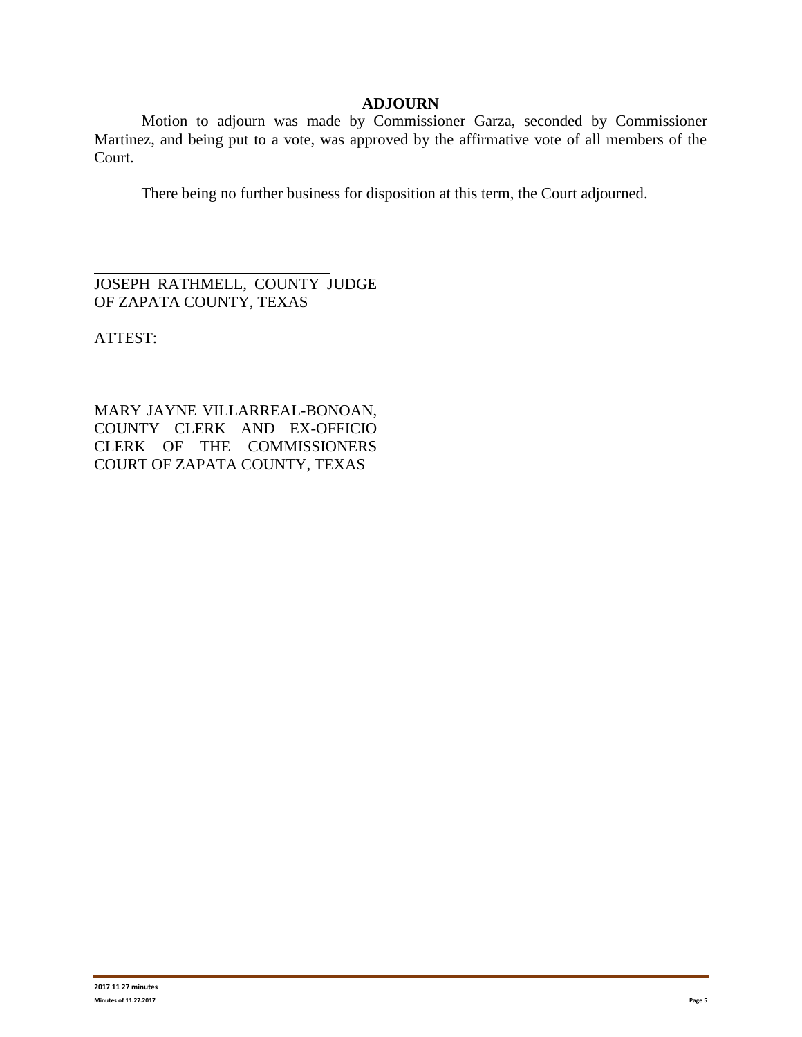## ADJOURN

Motion to adjourn was made by Commissioner Garza, seconded by Commissioner Martinez, and being put to a vote, was approved by the affirmative vote of all members of the Court.

There being no further business for disposition at this term, the Court adjourned.

\_\_\_\_\_\_\_\_\_\_\_\_\_\_\_\_\_\_\_\_\_\_\_\_\_\_\_\_\_\_

JOSEPH RATHMELL, COUNTY JUDGE
OF ZAPATA COUNTY, TEXAS

ATTEST:

\_\_\_\_\_\_\_\_\_\_\_\_\_\_\_\_\_\_\_\_\_\_\_\_\_\_\_\_\_\_

MARY JAYNE VILLARREAL-BONOAN,
COUNTY CLERK AND EX-OFFICIO
CLERK OF THE COMMISSIONERS
COURT OF ZAPATA COUNTY, TEXAS